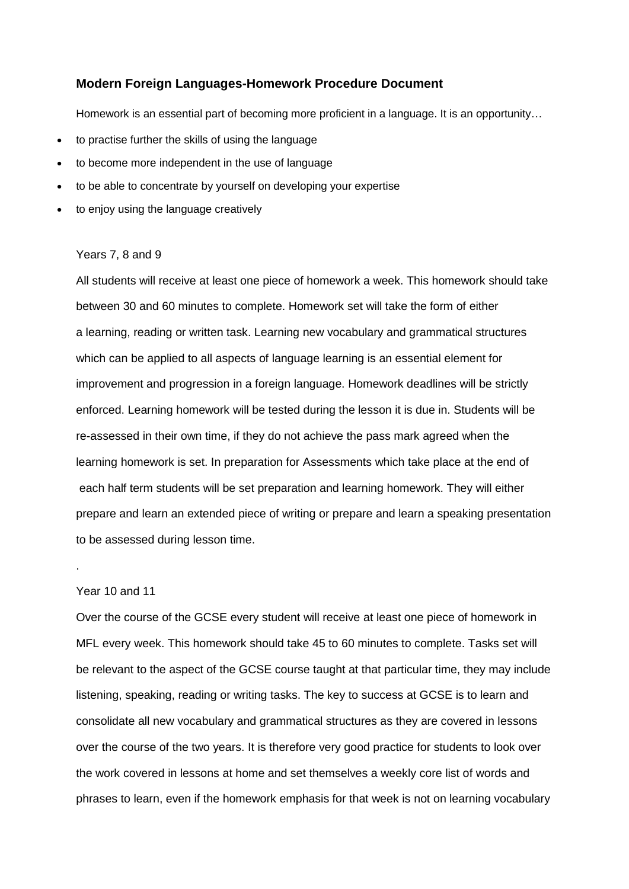## Modern Foreign Languages-Homework Procedure Document

Homework is an essential part of becoming more proficient in a language. It is an opportunity…

- to practise further the skills of using the language
- to become more independent in the use of language
- to be able to concentrate by yourself on developing your expertise
- to enjoy using the language creatively

Years 7, 8 and 9

All students will receive at least one piece of homework a week. This homework should take between 30 and 60 minutes to complete. Homework set will take the form of either a learning, reading or written task. Learning new vocabulary and grammatical structures which can be applied to all aspects of language learning is an essential element for improvement and progression in a foreign language. Homework deadlines will be strictly enforced. Learning homework will be tested during the lesson it is due in. Students will be re-assessed in their own time, if they do not achieve the pass mark agreed when the learning homework is set. In preparation for Assessments which take place at the end of each half term students will be set preparation and learning homework. They will either prepare and learn an extended piece of writing or prepare and learn a speaking presentation to be assessed during lesson time.

.

Year 10 and 11

Over the course of the GCSE every student will receive at least one piece of homework in MFL every week. This homework should take 45 to 60 minutes to complete. Tasks set will be relevant to the aspect of the GCSE course taught at that particular time, they may include listening, speaking, reading or writing tasks. The key to success at GCSE is to learn and consolidate all new vocabulary and grammatical structures as they are covered in lessons over the course of the two years. It is therefore very good practice for students to look over the work covered in lessons at home and set themselves a weekly core list of words and phrases to learn, even if the homework emphasis for that week is not on learning vocabulary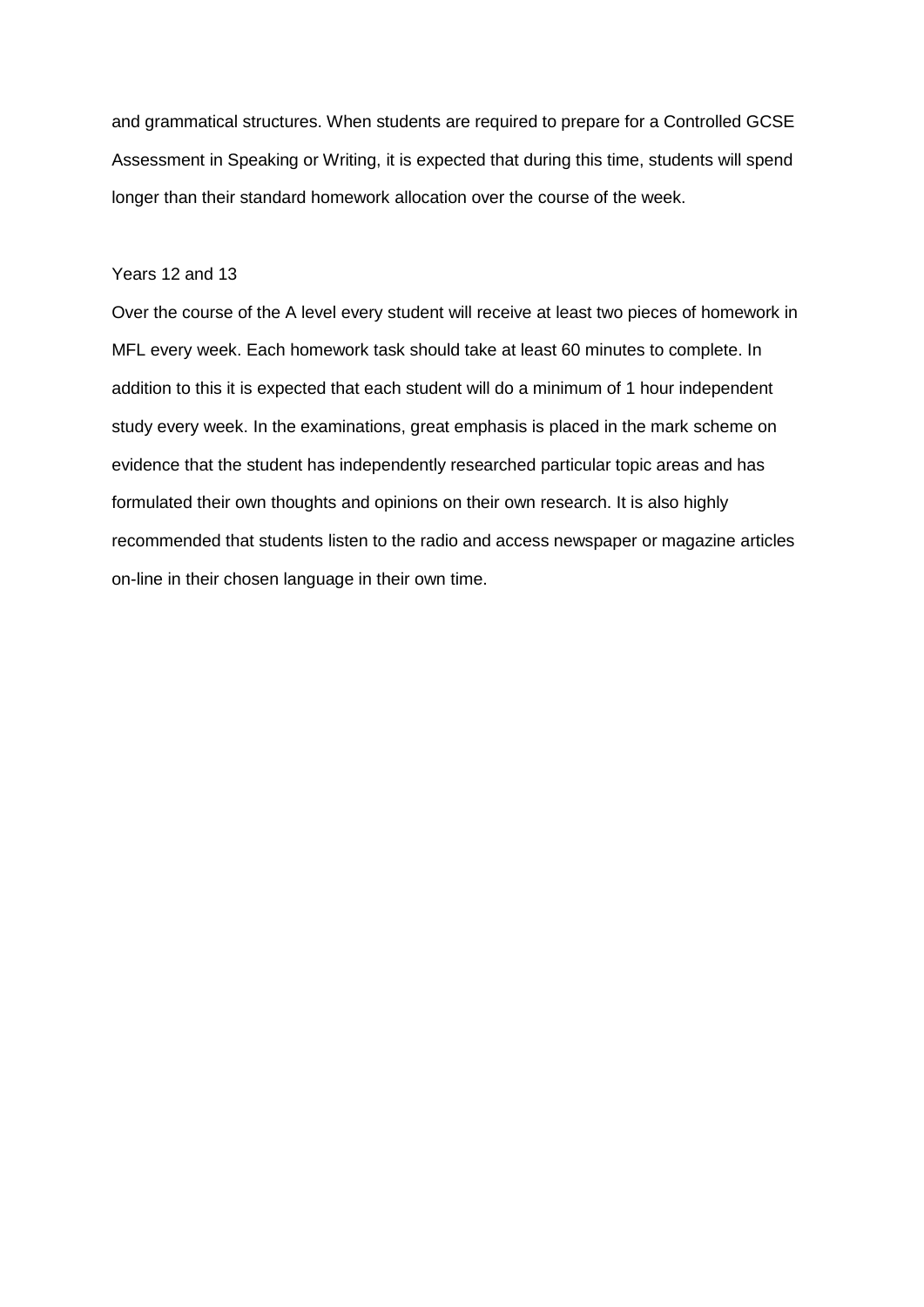and grammatical structures. When students are required to prepare for a Controlled GCSE Assessment in Speaking or Writing, it is expected that during this time, students will spend longer than their standard homework allocation over the course of the week.

Years 12 and 13

Over the course of the A level every student will receive at least two pieces of homework in MFL every week. Each homework task should take at least 60 minutes to complete. In addition to this it is expected that each student will do a minimum of 1 hour independent study every week. In the examinations, great emphasis is placed in the mark scheme on evidence that the student has independently researched particular topic areas and has formulated their own thoughts and opinions on their own research. It is also highly recommended that students listen to the radio and access newspaper or magazine articles on-line in their chosen language in their own time.